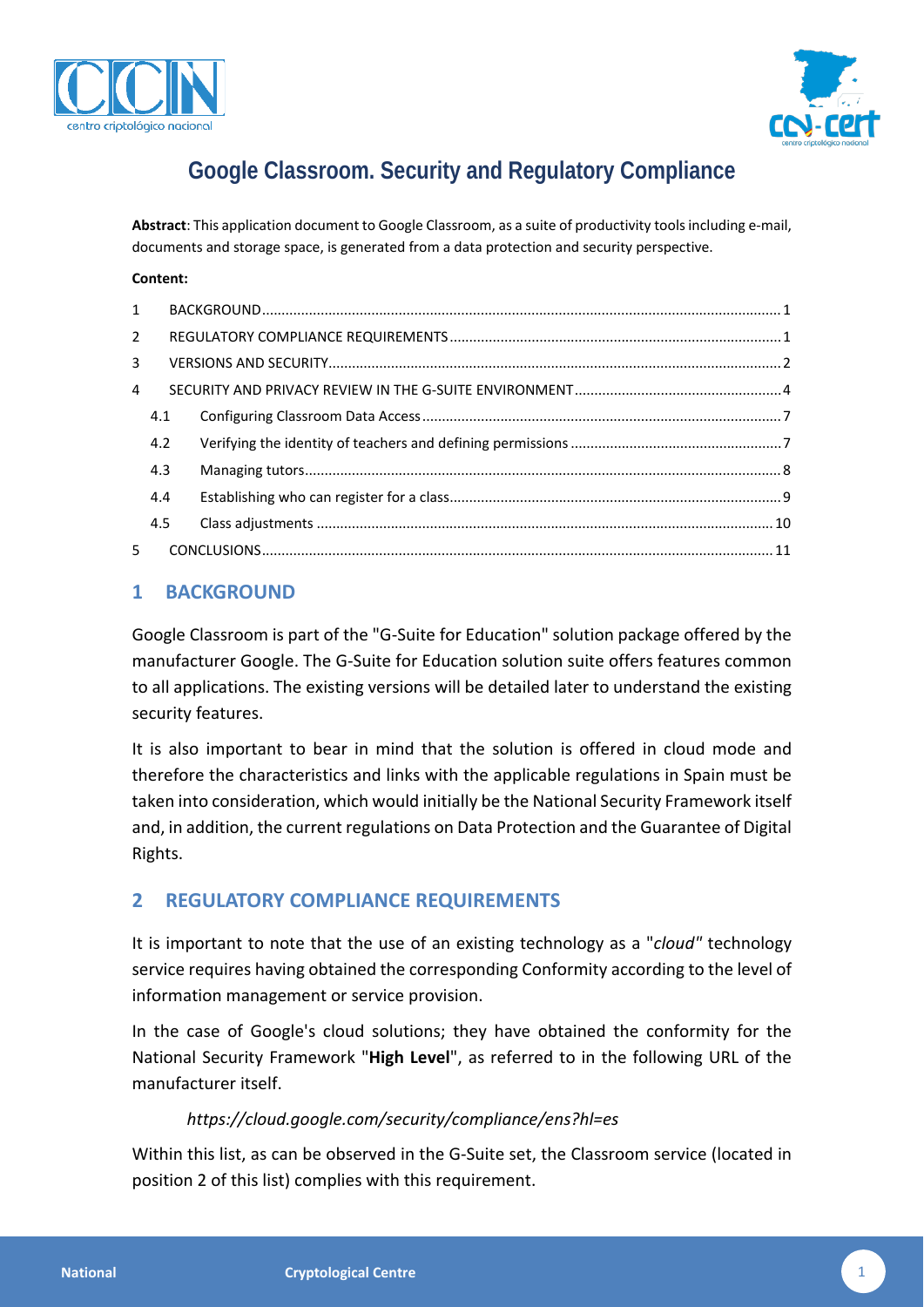# Google Classroom. Security and Regulatory Compliance

**Abstract**: This application document to Google Classroom, as a suite of productivity tools including e-mail, documents and storage space, is generated from a data protection and security perspective.

**Content:**

1 BACKGROUND ..... 1
2 REGULATORY COMPLIANCE REQUIREMENTS ..... 1
3 VERSIONS AND SECURITY ..... 2
4 SECURITY AND PRIVACY REVIEW IN THE G-SUITE ENVIRONMENT ..... 4
 4.1 Configuring Classroom Data Access ..... 7
 4.2 Verifying the identity of teachers and defining permissions ..... 7
 4.3 Managing tutors ..... 8
 4.4 Establishing who can register for a class ..... 9
 4.5 Class adjustments ..... 10
5 CONCLUSIONS ..... 11

## 1 BACKGROUND

Google Classroom is part of the "G-Suite for Education" solution package offered by the manufacturer Google. The G-Suite for Education solution suite offers features common to all applications. The existing versions will be detailed later to understand the existing security features.

It is also important to bear in mind that the solution is offered in cloud mode and therefore the characteristics and links with the applicable regulations in Spain must be taken into consideration, which would initially be the National Security Framework itself and, in addition, the current regulations on Data Protection and the Guarantee of Digital Rights.

## 2 REGULATORY COMPLIANCE REQUIREMENTS

It is important to note that the use of an existing technology as a "*cloud*" technology service requires having obtained the corresponding Conformity according to the level of information management or service provision.

In the case of Google's cloud solutions; they have obtained the conformity for the National Security Framework "**High Level**", as referred to in the following URL of the manufacturer itself.

*https://cloud.google.com/security/compliance/ens?hl=es*

Within this list, as can be observed in the G-Suite set, the Classroom service (located in position 2 of this list) complies with this requirement.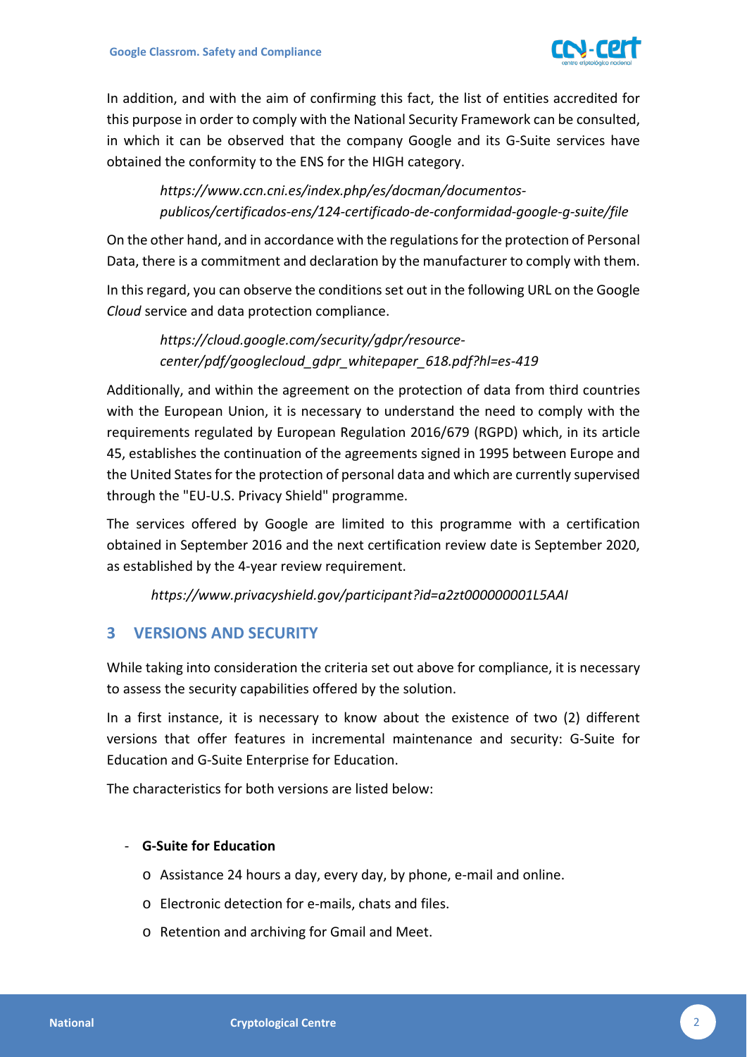In addition, and with the aim of confirming this fact, the list of entities accredited for this purpose in order to comply with the National Security Framework can be consulted, in which it can be observed that the company Google and its G-Suite services have obtained the conformity to the ENS for the HIGH category.

> *https://www.ccn.cni.es/index.php/es/docman/documentos-publicos/certificados-ens/124-certificado-de-conformidad-google-g-suite/file*

On the other hand, and in accordance with the regulations for the protection of Personal Data, there is a commitment and declaration by the manufacturer to comply with them.

In this regard, you can observe the conditions set out in the following URL on the Google *Cloud* service and data protection compliance.

> *https://cloud.google.com/security/gdpr/resource-center/pdf/googlecloud_gdpr_whitepaper_618.pdf?hl=es-419*

Additionally, and within the agreement on the protection of data from third countries with the European Union, it is necessary to understand the need to comply with the requirements regulated by European Regulation 2016/679 (RGPD) which, in its article 45, establishes the continuation of the agreements signed in 1995 between Europe and the United States for the protection of personal data and which are currently supervised through the "EU-U.S. Privacy Shield" programme.

The services offered by Google are limited to this programme with a certification obtained in September 2016 and the next certification review date is September 2020, as established by the 4-year review requirement.

> *https://www.privacyshield.gov/participant?id=a2zt000000001L5AAI*

## 3 VERSIONS AND SECURITY

While taking into consideration the criteria set out above for compliance, it is necessary to assess the security capabilities offered by the solution.

In a first instance, it is necessary to know about the existence of two (2) different versions that offer features in incremental maintenance and security: G-Suite for Education and G-Suite Enterprise for Education.

The characteristics for both versions are listed below:

- **G-Suite for Education**
  - Assistance 24 hours a day, every day, by phone, e-mail and online.
  - Electronic detection for e-mails, chats and files.
  - Retention and archiving for Gmail and Meet.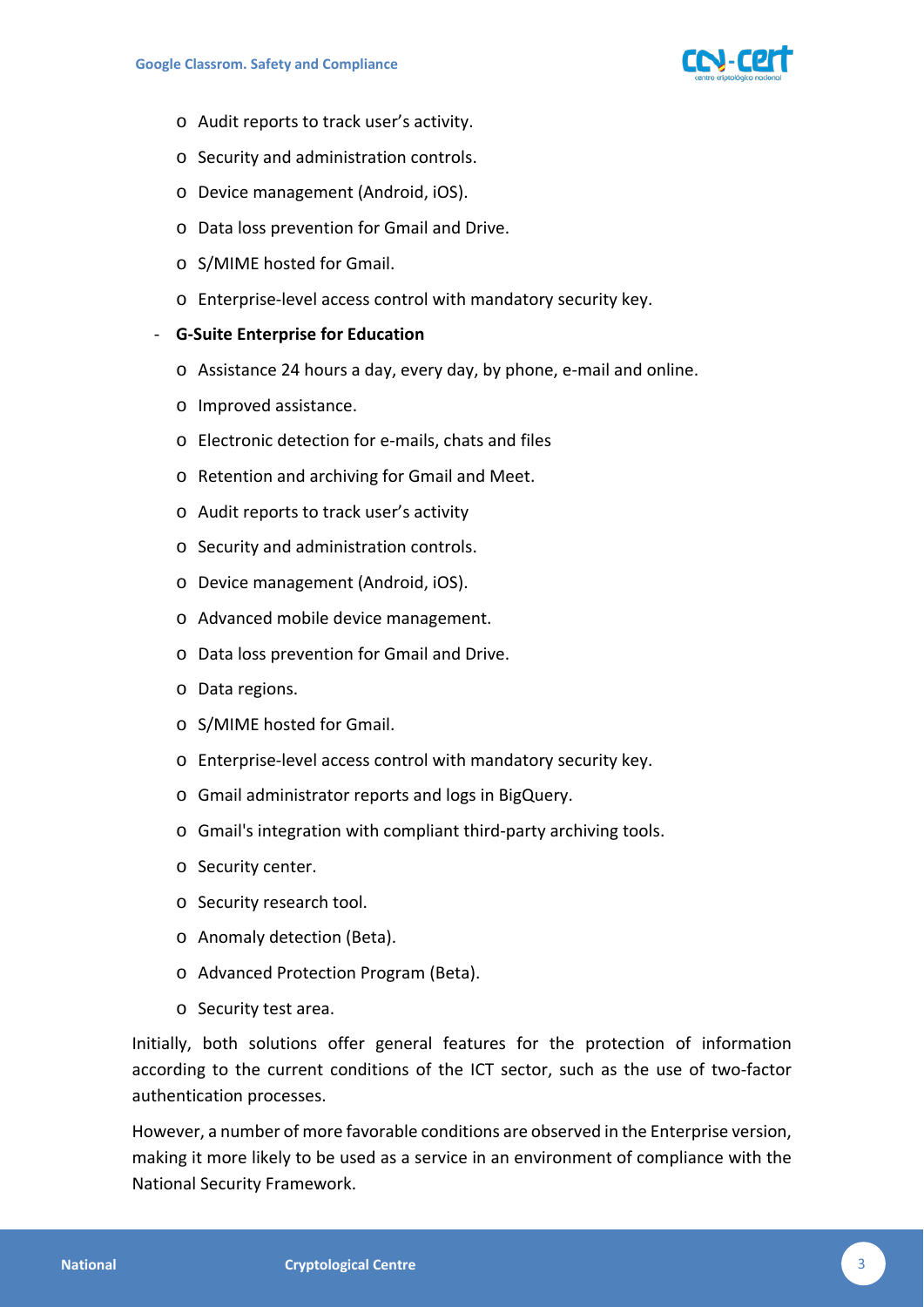- Audit reports to track user's activity.
  - Security and administration controls.
  - Device management (Android, iOS).
  - Data loss prevention for Gmail and Drive.
  - S/MIME hosted for Gmail.
  - Enterprise-level access control with mandatory security key.

- **G-Suite Enterprise for Education**
  - Assistance 24 hours a day, every day, by phone, e-mail and online.
  - Improved assistance.
  - Electronic detection for e-mails, chats and files
  - Retention and archiving for Gmail and Meet.
  - Audit reports to track user's activity
  - Security and administration controls.
  - Device management (Android, iOS).
  - Advanced mobile device management.
  - Data loss prevention for Gmail and Drive.
  - Data regions.
  - S/MIME hosted for Gmail.
  - Enterprise-level access control with mandatory security key.
  - Gmail administrator reports and logs in BigQuery.
  - Gmail's integration with compliant third-party archiving tools.
  - Security center.
  - Security research tool.
  - Anomaly detection (Beta).
  - Advanced Protection Program (Beta).
  - Security test area.

Initially, both solutions offer general features for the protection of information according to the current conditions of the ICT sector, such as the use of two-factor authentication processes.

However, a number of more favorable conditions are observed in the Enterprise version, making it more likely to be used as a service in an environment of compliance with the National Security Framework.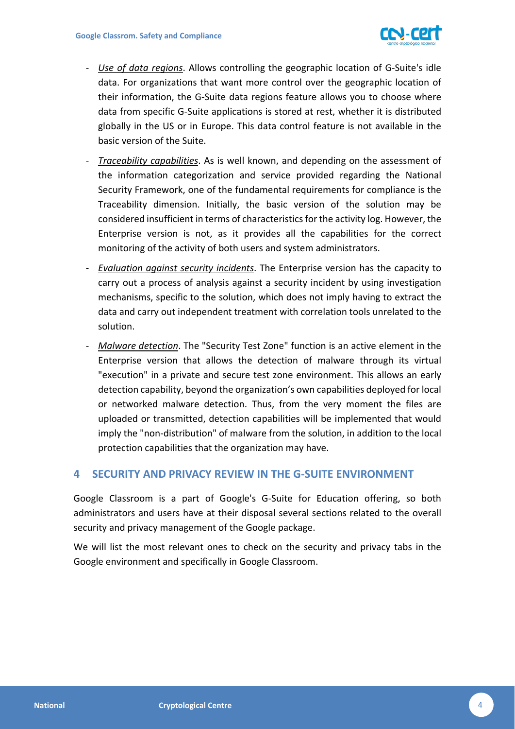- *Use of data regions*. Allows controlling the geographic location of G-Suite's idle data. For organizations that want more control over the geographic location of their information, the G-Suite data regions feature allows you to choose where data from specific G-Suite applications is stored at rest, whether it is distributed globally in the US or in Europe. This data control feature is not available in the basic version of the Suite.
- *Traceability capabilities*. As is well known, and depending on the assessment of the information categorization and service provided regarding the National Security Framework, one of the fundamental requirements for compliance is the Traceability dimension. Initially, the basic version of the solution may be considered insufficient in terms of characteristics for the activity log. However, the Enterprise version is not, as it provides all the capabilities for the correct monitoring of the activity of both users and system administrators.
- *Evaluation against security incidents*. The Enterprise version has the capacity to carry out a process of analysis against a security incident by using investigation mechanisms, specific to the solution, which does not imply having to extract the data and carry out independent treatment with correlation tools unrelated to the solution.
- *Malware detection*. The "Security Test Zone" function is an active element in the Enterprise version that allows the detection of malware through its virtual "execution" in a private and secure test zone environment. This allows an early detection capability, beyond the organization's own capabilities deployed for local or networked malware detection. Thus, from the very moment the files are uploaded or transmitted, detection capabilities will be implemented that would imply the "non-distribution" of malware from the solution, in addition to the local protection capabilities that the organization may have.

# 4 SECURITY AND PRIVACY REVIEW IN THE G-SUITE ENVIRONMENT

Google Classroom is a part of Google's G-Suite for Education offering, so both administrators and users have at their disposal several sections related to the overall security and privacy management of the Google package.

We will list the most relevant ones to check on the security and privacy tabs in the Google environment and specifically in Google Classroom.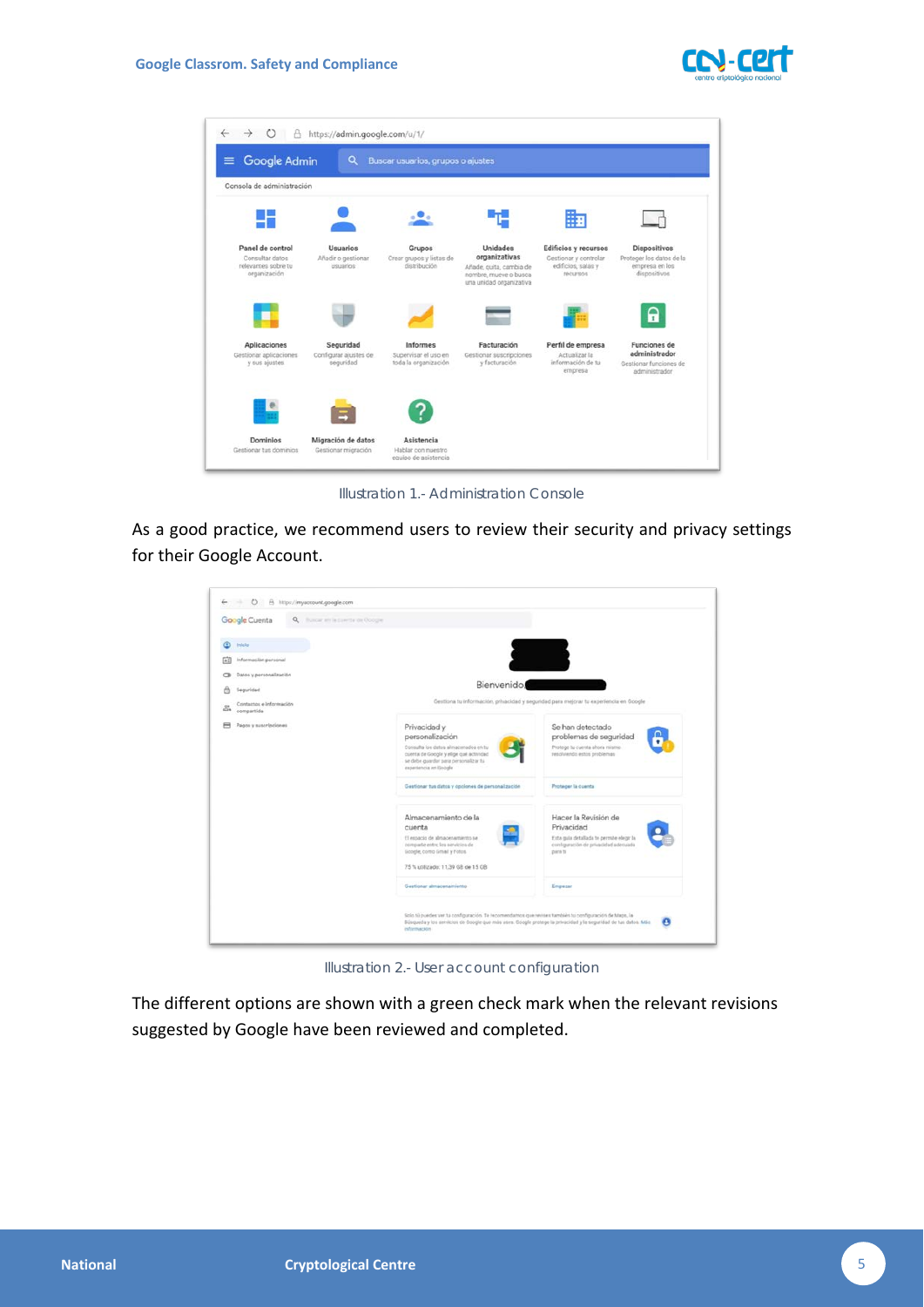Illustration 1.- Administration Console

As a good practice, we recommend users to review their security and privacy settings for their Google Account.

Illustration 2.- User account configuration

The different options are shown with a green check mark when the relevant revisions suggested by Google have been reviewed and completed.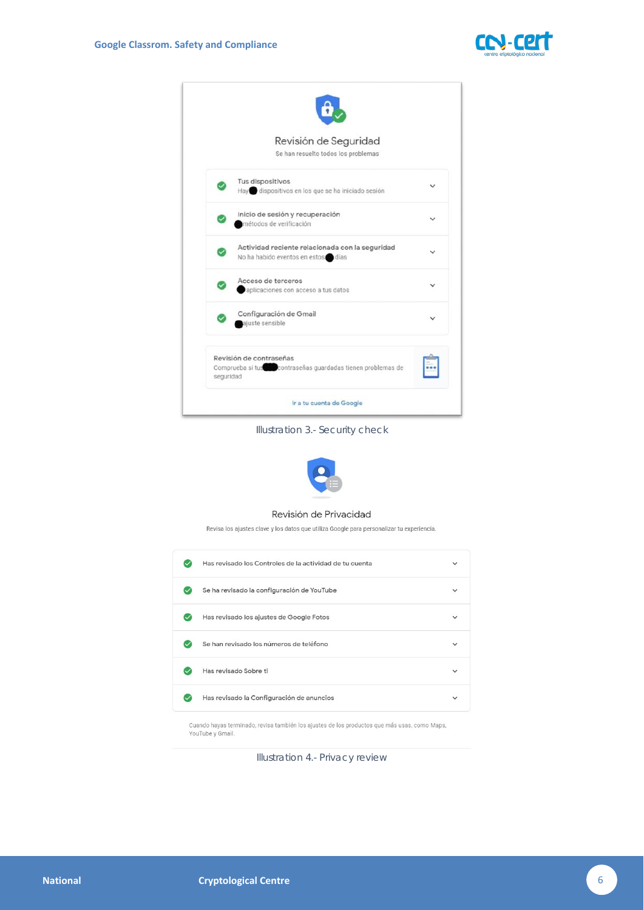Revisión de Seguridad

Se han resuelto todos los problemas

- Tus dispositivos
  Hay ● dispositivos en los que se ha iniciado sesión
- Inicio de sesión y recuperación
  ● métodos de verificación
- Actividad reciente relacionada con la seguridad
  No ha habido eventos en estos ● días
- Acceso de terceros
  ● aplicaciones con acceso a tus datos
- Configuración de Gmail
  ● ajuste sensible

Revisión de contraseñas

Comprueba si tus ● contraseñas guardadas tienen problemas de seguridad

Ir a tu cuenta de Google

Illustration 3.- Security check

Revisión de Privacidad

Revisa los ajustes clave y los datos que utiliza Google para personalizar tu experiencia.

- Has revisado los Controles de la actividad de tu cuenta
- Se ha revisado la configuración de YouTube
- Has revisado los ajustes de Google Fotos
- Se han revisado los números de teléfono
- Has revisado Sobre ti
- Has revisado la Configuración de anuncios

Cuando hayas terminado, revisa también los ajustes de los productos que más usas, como Maps, YouTube y Gmail.

Illustration 4.- Privacy review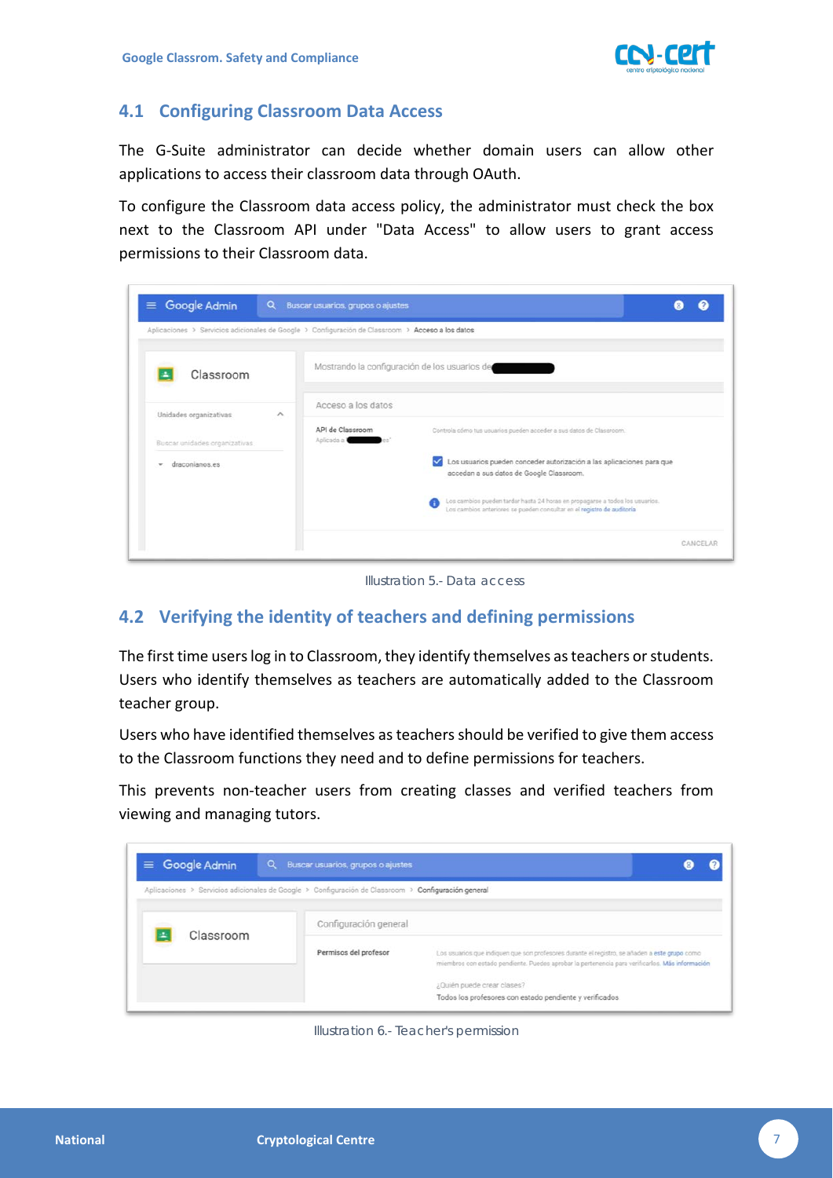## 4.1 Configuring Classroom Data Access

The G-Suite administrator can decide whether domain users can allow other applications to access their classroom data through OAuth.

To configure the Classroom data access policy, the administrator must check the box next to the Classroom API under "Data Access" to allow users to grant access permissions to their Classroom data.

Illustration 5.- Data access

## 4.2 Verifying the identity of teachers and defining permissions

The first time users log in to Classroom, they identify themselves as teachers or students. Users who identify themselves as teachers are automatically added to the Classroom teacher group.

Users who have identified themselves as teachers should be verified to give them access to the Classroom functions they need and to define permissions for teachers.

This prevents non-teacher users from creating classes and verified teachers from viewing and managing tutors.

Illustration 6.- Teacher's permission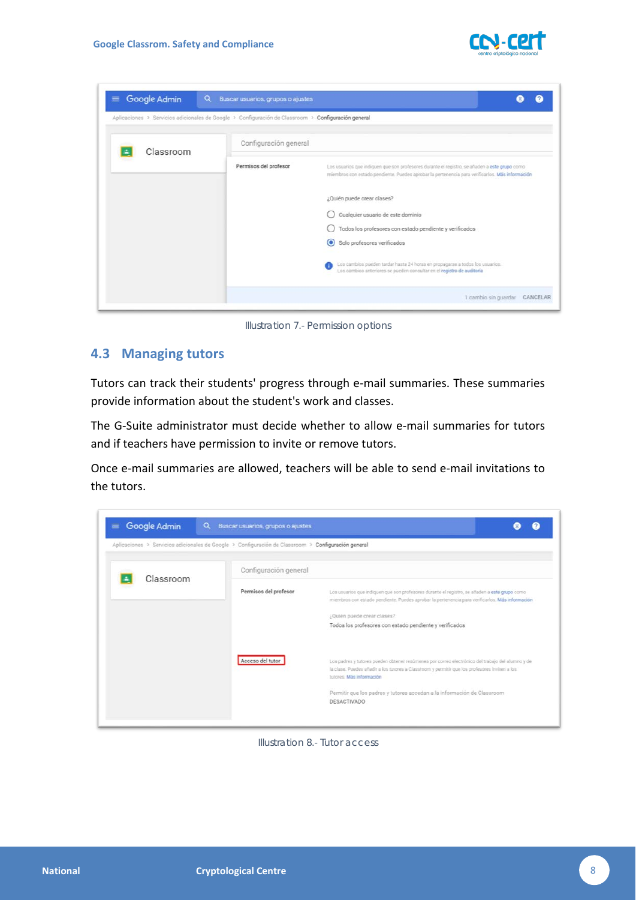Illustration 7.- Permission options

## 4.3 Managing tutors

Tutors can track their students' progress through e-mail summaries. These summaries provide information about the student's work and classes.

The G-Suite administrator must decide whether to allow e-mail summaries for tutors and if teachers have permission to invite or remove tutors.

Once e-mail summaries are allowed, teachers will be able to send e-mail invitations to the tutors.

Illustration 8.- Tutor access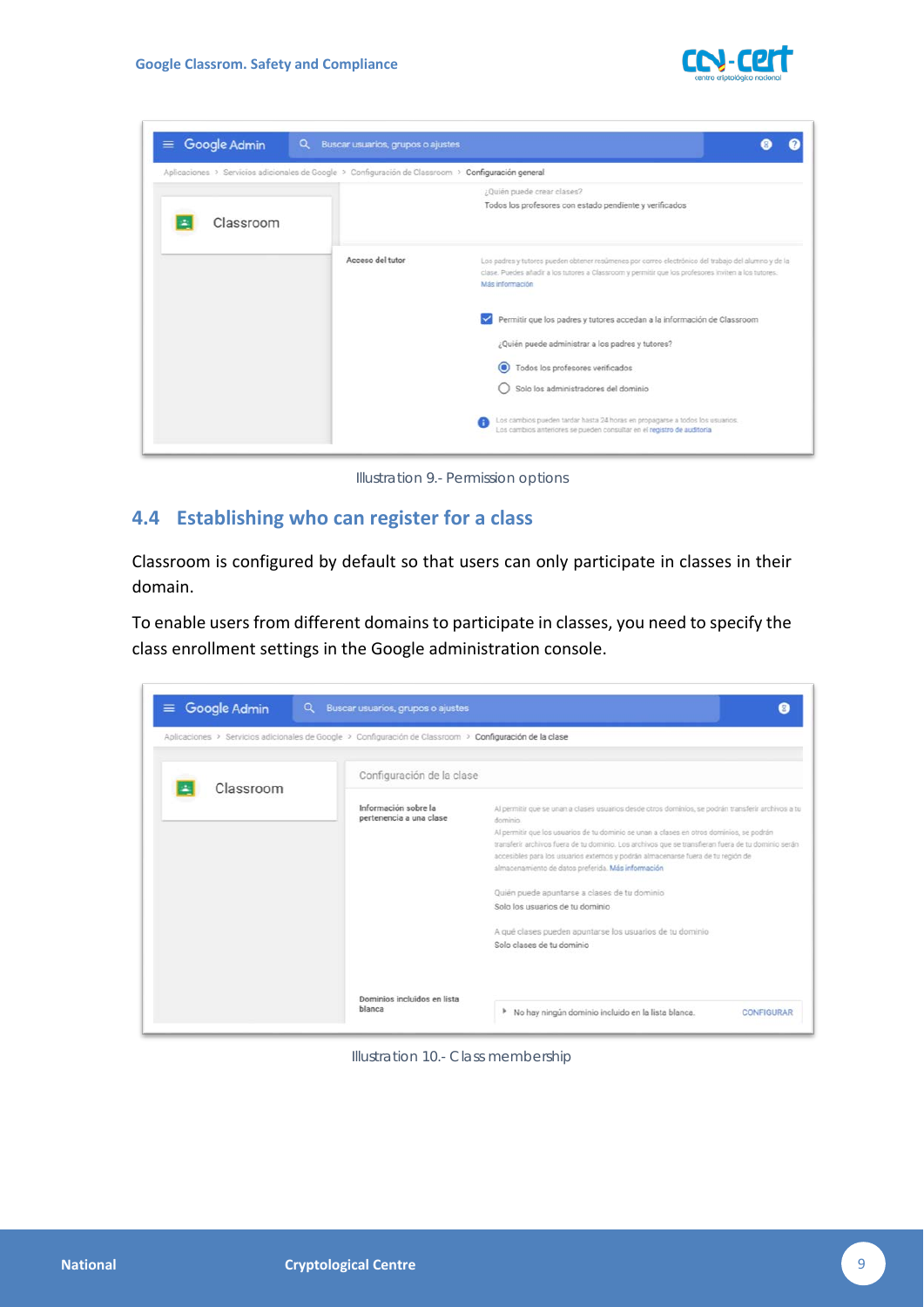Illustration 9.- Permission options

## 4.4 Establishing who can register for a class

Classroom is configured by default so that users can only participate in classes in their domain.

To enable users from different domains to participate in classes, you need to specify the class enrollment settings in the Google administration console.

Illustration 10.- Class membership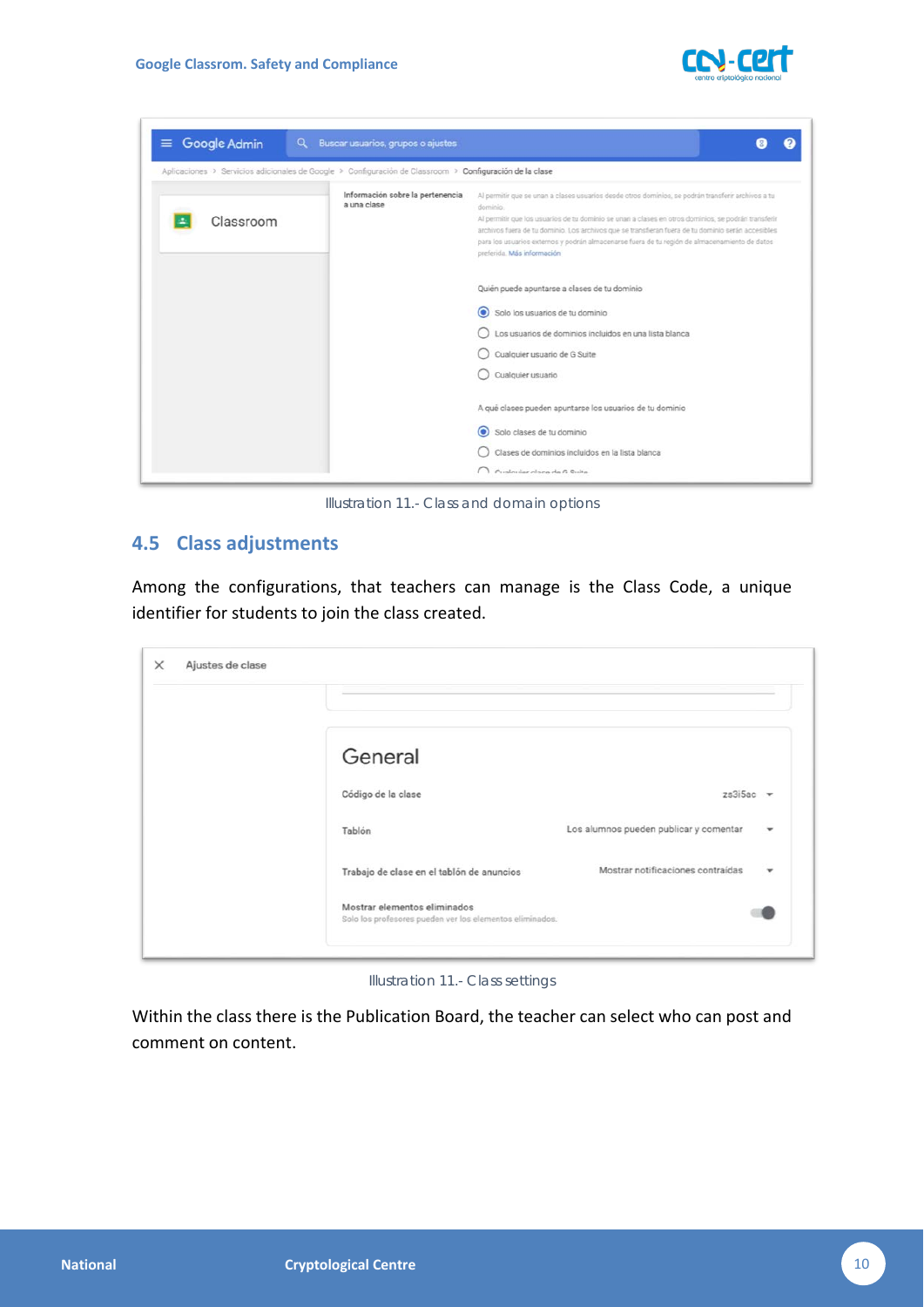Illustration 11.- Class and domain options

## 4.5 Class adjustments

Among the configurations, that teachers can manage is the Class Code, a unique identifier for students to join the class created.

Illustration 11.- Class settings

Within the class there is the Publication Board, the teacher can select who can post and comment on content.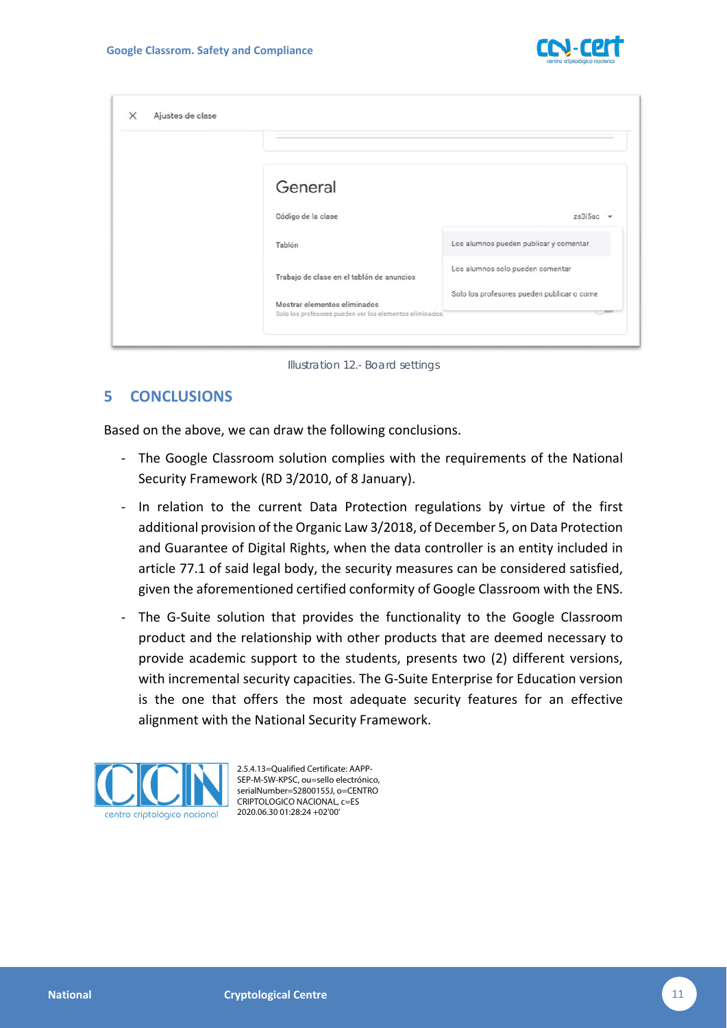Ajustes de clase

General

Código de la clase zs3i5ac

Tablón

Los alumnos pueden publicar y comentar

Los alumnos solo pueden comentar

Solo los profesores pueden publicar o come

Trabajo de clase en el tablón de anuncios

Mostrar elementos eliminados
Solo los profesores pueden ver los elementos eliminados

Illustration 12.- Board settings

## 5 CONCLUSIONS

Based on the above, we can draw the following conclusions.

- The Google Classroom solution complies with the requirements of the National Security Framework (RD 3/2010, of 8 January).
- In relation to the current Data Protection regulations by virtue of the first additional provision of the Organic Law 3/2018, of December 5, on Data Protection and Guarantee of Digital Rights, when the data controller is an entity included in article 77.1 of said legal body, the security measures can be considered satisfied, given the aforementioned certified conformity of Google Classroom with the ENS.
- The G-Suite solution that provides the functionality to the Google Classroom product and the relationship with other products that are deemed necessary to provide academic support to the students, presents two (2) different versions, with incremental security capacities. The G-Suite Enterprise for Education version is the one that offers the most adequate security features for an effective alignment with the National Security Framework.

CCN centro criptológico nacional

2.5.4.13=Qualified Certificate: AAPP-SEP-M-SW-KPSC, ou=sello electrónico, serialNumber=S2800155J, o=CENTRO CRIPTOLOGICO NACIONAL, c=ES
2020.06.30 01:28:24 +02'00'